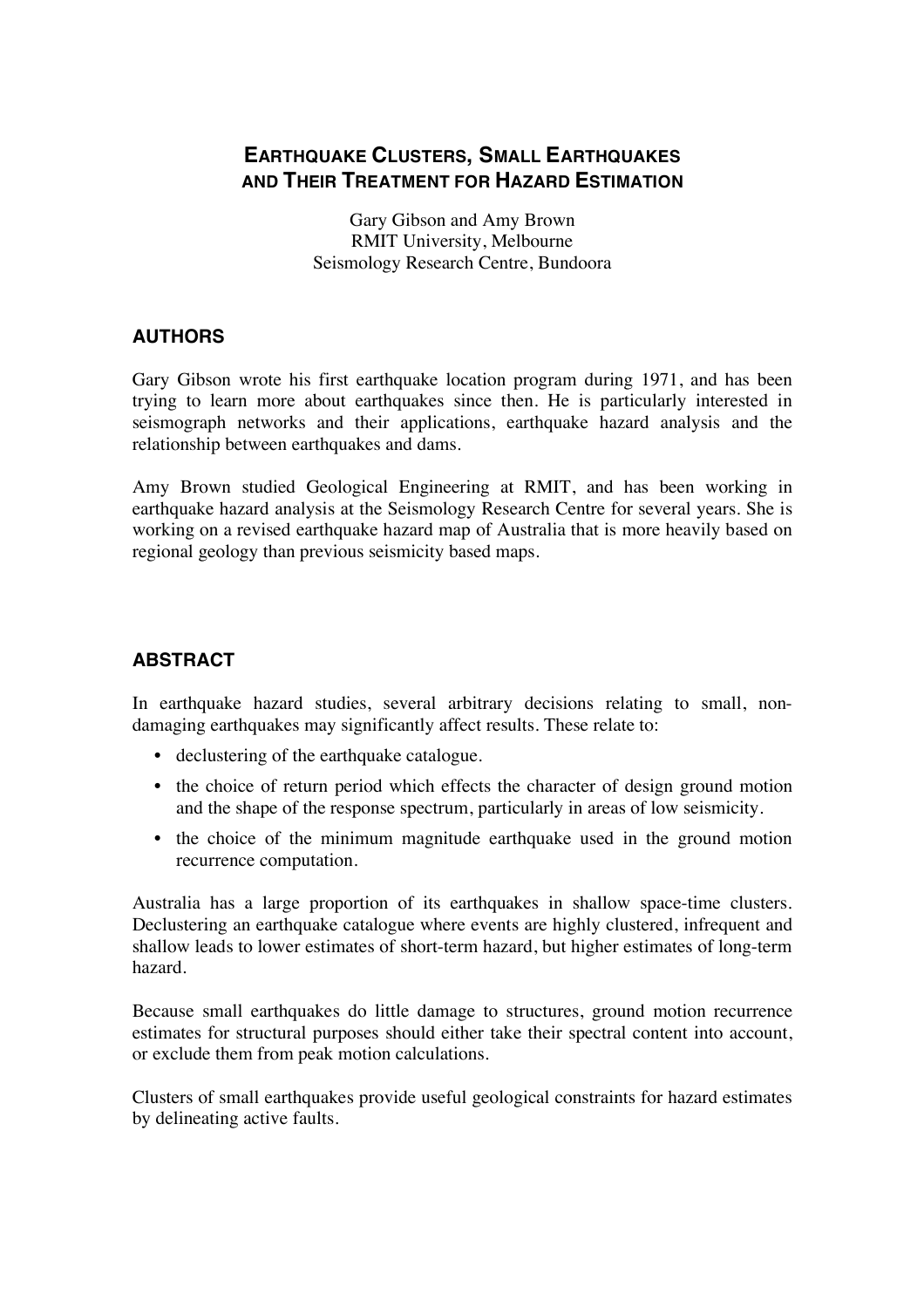# EARTHQUAKE CLUSTERS, SMALL EARTHQUAKES AND THEIR TREATMENT FOR HAZARD ESTIMATION

Gary Gibson and Amy Brown
RMIT University, Melbourne
Seismology Research Centre, Bundoora

## AUTHORS

Gary Gibson wrote his first earthquake location program during 1971, and has been trying to learn more about earthquakes since then. He is particularly interested in seismograph networks and their applications, earthquake hazard analysis and the relationship between earthquakes and dams.

Amy Brown studied Geological Engineering at RMIT, and has been working in earthquake hazard analysis at the Seismology Research Centre for several years. She is working on a revised earthquake hazard map of Australia that is more heavily based on regional geology than previous seismicity based maps.

## ABSTRACT

In earthquake hazard studies, several arbitrary decisions relating to small, non-damaging earthquakes may significantly affect results. These relate to:

- declustering of the earthquake catalogue.
- the choice of return period which effects the character of design ground motion and the shape of the response spectrum, particularly in areas of low seismicity.
- the choice of the minimum magnitude earthquake used in the ground motion recurrence computation.

Australia has a large proportion of its earthquakes in shallow space-time clusters. Declustering an earthquake catalogue where events are highly clustered, infrequent and shallow leads to lower estimates of short-term hazard, but higher estimates of long-term hazard.

Because small earthquakes do little damage to structures, ground motion recurrence estimates for structural purposes should either take their spectral content into account, or exclude them from peak motion calculations.

Clusters of small earthquakes provide useful geological constraints for hazard estimates by delineating active faults.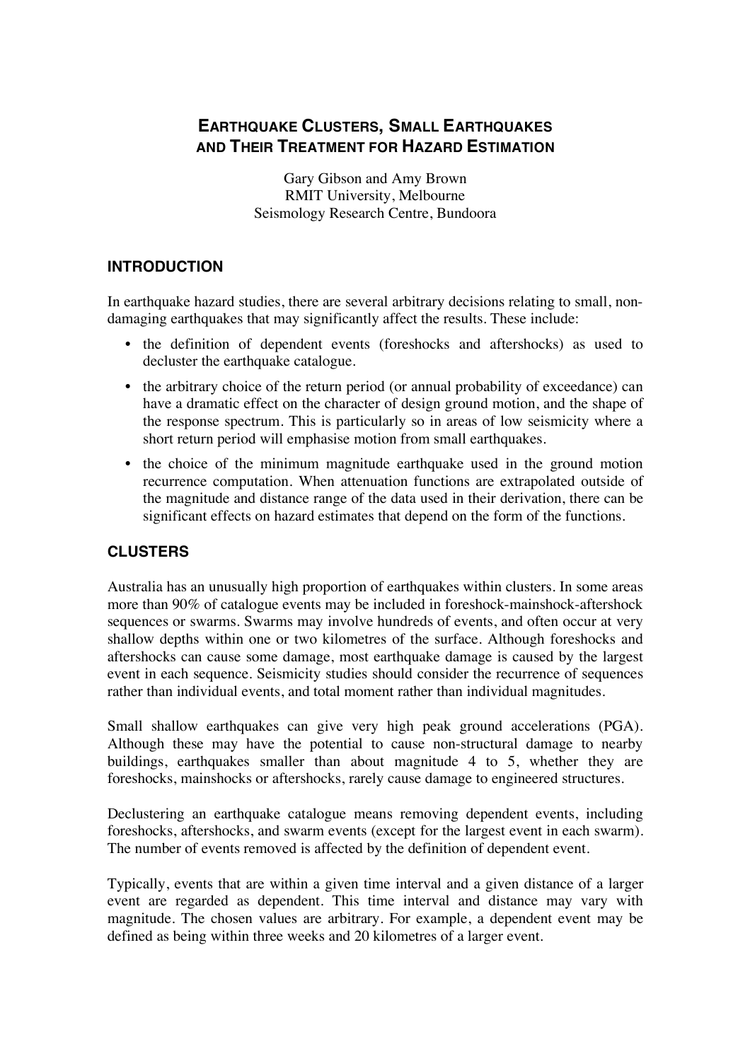# Earthquake Clusters, Small Earthquakes and Their Treatment for Hazard Estimation

Gary Gibson and Amy Brown
RMIT University, Melbourne
Seismology Research Centre, Bundoora

## INTRODUCTION

In earthquake hazard studies, there are several arbitrary decisions relating to small, non-damaging earthquakes that may significantly affect the results. These include:

- the definition of dependent events (foreshocks and aftershocks) as used to decluster the earthquake catalogue.
- the arbitrary choice of the return period (or annual probability of exceedance) can have a dramatic effect on the character of design ground motion, and the shape of the response spectrum. This is particularly so in areas of low seismicity where a short return period will emphasise motion from small earthquakes.
- the choice of the minimum magnitude earthquake used in the ground motion recurrence computation. When attenuation functions are extrapolated outside of the magnitude and distance range of the data used in their derivation, there can be significant effects on hazard estimates that depend on the form of the functions.

## CLUSTERS

Australia has an unusually high proportion of earthquakes within clusters. In some areas more than 90% of catalogue events may be included in foreshock-mainshock-aftershock sequences or swarms. Swarms may involve hundreds of events, and often occur at very shallow depths within one or two kilometres of the surface. Although foreshocks and aftershocks can cause some damage, most earthquake damage is caused by the largest event in each sequence. Seismicity studies should consider the recurrence of sequences rather than individual events, and total moment rather than individual magnitudes.

Small shallow earthquakes can give very high peak ground accelerations (PGA). Although these may have the potential to cause non-structural damage to nearby buildings, earthquakes smaller than about magnitude 4 to 5, whether they are foreshocks, mainshocks or aftershocks, rarely cause damage to engineered structures.

Declustering an earthquake catalogue means removing dependent events, including foreshocks, aftershocks, and swarm events (except for the largest event in each swarm). The number of events removed is affected by the definition of dependent event.

Typically, events that are within a given time interval and a given distance of a larger event are regarded as dependent. This time interval and distance may vary with magnitude. The chosen values are arbitrary. For example, a dependent event may be defined as being within three weeks and 20 kilometres of a larger event.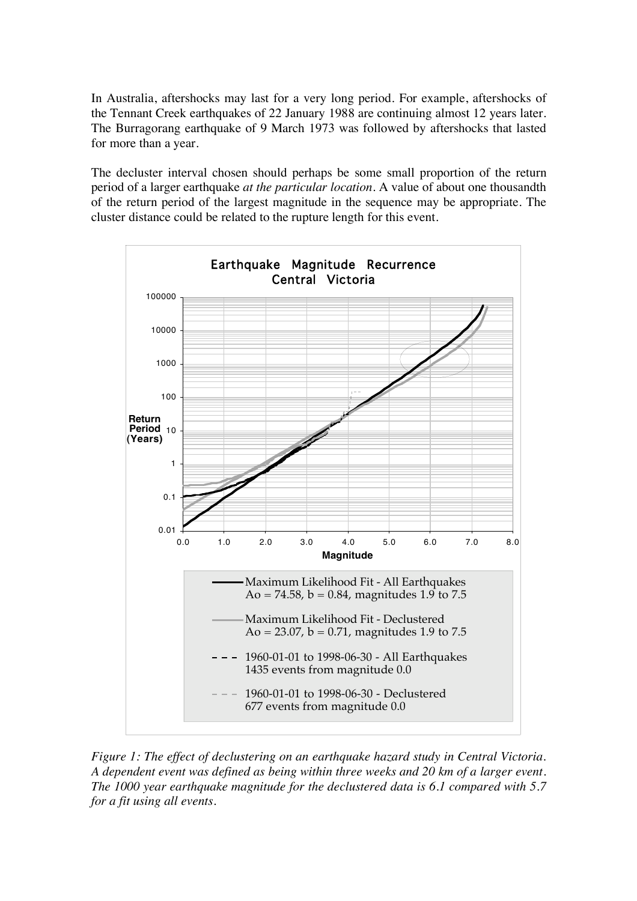In Australia, aftershocks may last for a very long period. For example, aftershocks of the Tennant Creek earthquakes of 22 January 1988 are continuing almost 12 years later. The Burragorang earthquake of 9 March 1973 was followed by aftershocks that lasted for more than a year.

The decluster interval chosen should perhaps be some small proportion of the return period of a larger earthquake *at the particular location*. A value of about one thousandth of the return period of the largest magnitude in the sequence may be appropriate. The cluster distance could be related to the rupture length for this event.

*Figure 1: The effect of declustering on an earthquake hazard study in Central Victoria. A dependent event was defined as being within three weeks and 20 km of a larger event. The 1000 year earthquake magnitude for the declustered data is 6.1 compared with 5.7 for a fit using all events.*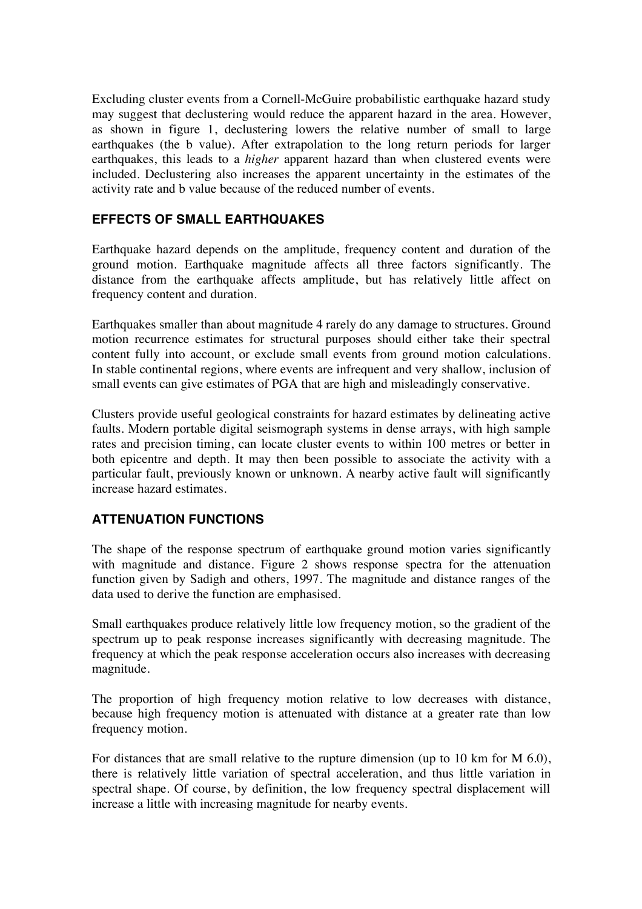Excluding cluster events from a Cornell-McGuire probabilistic earthquake hazard study may suggest that declustering would reduce the apparent hazard in the area. However, as shown in figure 1, declustering lowers the relative number of small to large earthquakes (the b value). After extrapolation to the long return periods for larger earthquakes, this leads to a *higher* apparent hazard than when clustered events were included. Declustering also increases the apparent uncertainty in the estimates of the activity rate and b value because of the reduced number of events.

## EFFECTS OF SMALL EARTHQUAKES

Earthquake hazard depends on the amplitude, frequency content and duration of the ground motion. Earthquake magnitude affects all three factors significantly. The distance from the earthquake affects amplitude, but has relatively little affect on frequency content and duration.

Earthquakes smaller than about magnitude 4 rarely do any damage to structures. Ground motion recurrence estimates for structural purposes should either take their spectral content fully into account, or exclude small events from ground motion calculations. In stable continental regions, where events are infrequent and very shallow, inclusion of small events can give estimates of PGA that are high and misleadingly conservative.

Clusters provide useful geological constraints for hazard estimates by delineating active faults. Modern portable digital seismograph systems in dense arrays, with high sample rates and precision timing, can locate cluster events to within 100 metres or better in both epicentre and depth. It may then been possible to associate the activity with a particular fault, previously known or unknown. A nearby active fault will significantly increase hazard estimates.

## ATTENUATION FUNCTIONS

The shape of the response spectrum of earthquake ground motion varies significantly with magnitude and distance. Figure 2 shows response spectra for the attenuation function given by Sadigh and others, 1997. The magnitude and distance ranges of the data used to derive the function are emphasised.

Small earthquakes produce relatively little low frequency motion, so the gradient of the spectrum up to peak response increases significantly with decreasing magnitude. The frequency at which the peak response acceleration occurs also increases with decreasing magnitude.

The proportion of high frequency motion relative to low decreases with distance, because high frequency motion is attenuated with distance at a greater rate than low frequency motion.

For distances that are small relative to the rupture dimension (up to 10 km for M 6.0), there is relatively little variation of spectral acceleration, and thus little variation in spectral shape. Of course, by definition, the low frequency spectral displacement will increase a little with increasing magnitude for nearby events.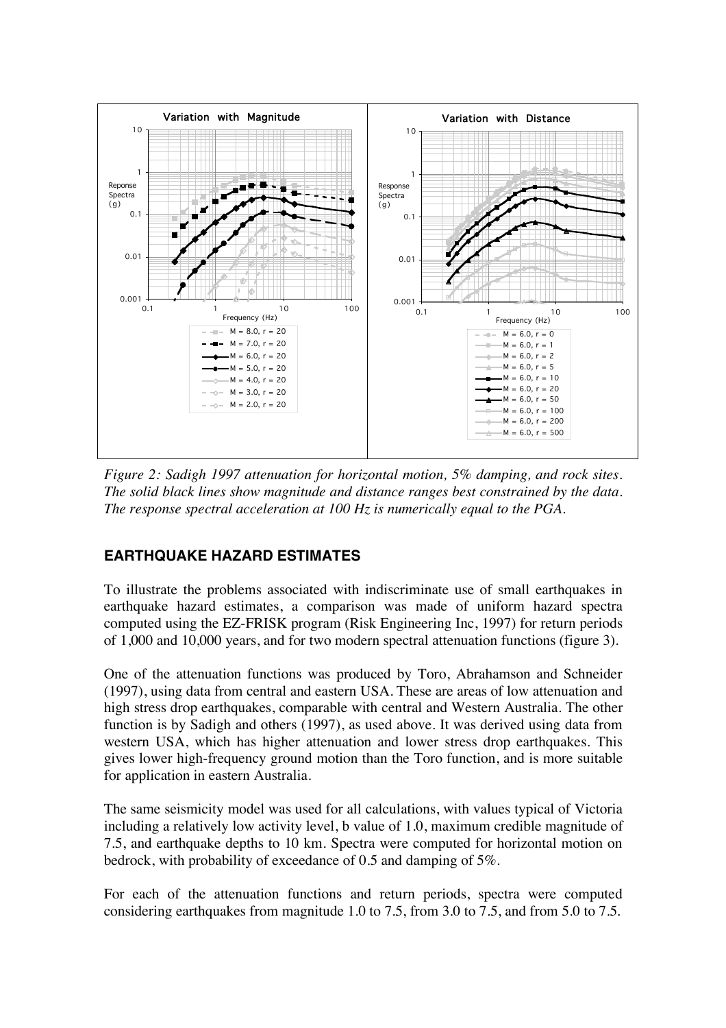*Figure 2: Sadigh 1997 attenuation for horizontal motion, 5% damping, and rock sites. The solid black lines show magnitude and distance ranges best constrained by the data. The response spectral acceleration at 100 Hz is numerically equal to the PGA.*

## EARTHQUAKE HAZARD ESTIMATES

To illustrate the problems associated with indiscriminate use of small earthquakes in earthquake hazard estimates, a comparison was made of uniform hazard spectra computed using the EZ-FRISK program (Risk Engineering Inc, 1997) for return periods of 1,000 and 10,000 years, and for two modern spectral attenuation functions (figure 3).

One of the attenuation functions was produced by Toro, Abrahamson and Schneider (1997), using data from central and eastern USA. These are areas of low attenuation and high stress drop earthquakes, comparable with central and Western Australia. The other function is by Sadigh and others (1997), as used above. It was derived using data from western USA, which has higher attenuation and lower stress drop earthquakes. This gives lower high-frequency ground motion than the Toro function, and is more suitable for application in eastern Australia.

The same seismicity model was used for all calculations, with values typical of Victoria including a relatively low activity level, b value of 1.0, maximum credible magnitude of 7.5, and earthquake depths to 10 km. Spectra were computed for horizontal motion on bedrock, with probability of exceedance of 0.5 and damping of 5%.

For each of the attenuation functions and return periods, spectra were computed considering earthquakes from magnitude 1.0 to 7.5, from 3.0 to 7.5, and from 5.0 to 7.5.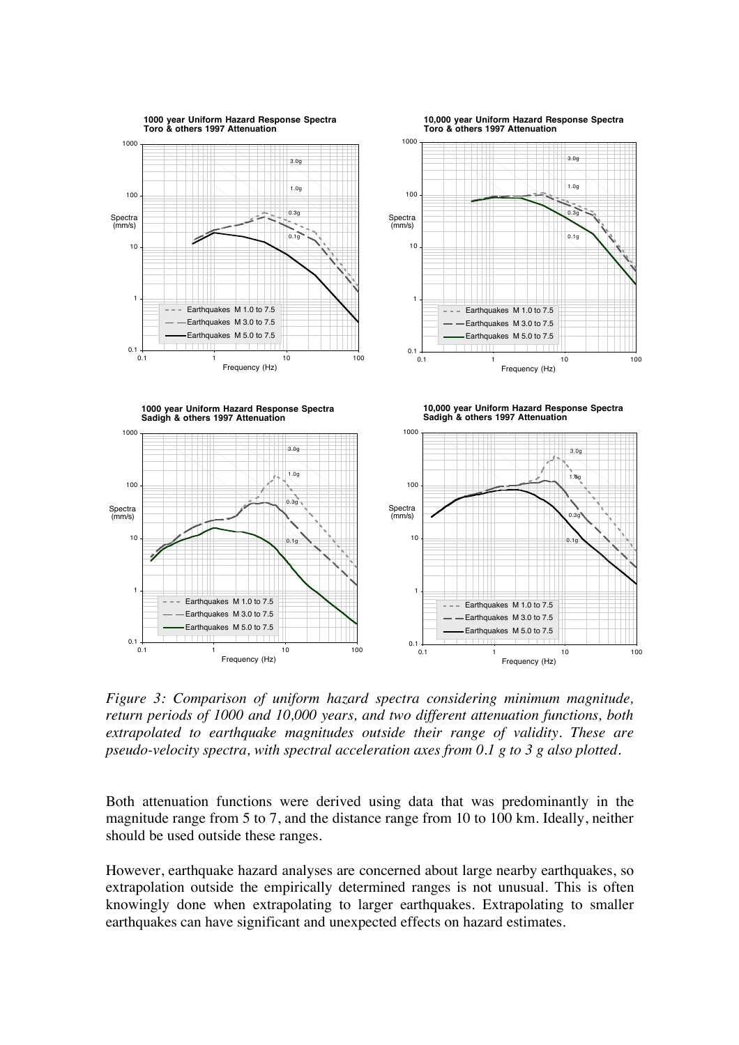*Figure 3: Comparison of uniform hazard spectra considering minimum magnitude, return periods of 1000 and 10,000 years, and two different attenuation functions, both extrapolated to earthquake magnitudes outside their range of validity. These are pseudo-velocity spectra, with spectral acceleration axes from 0.1 g to 3 g also plotted.*

Both attenuation functions were derived using data that was predominantly in the magnitude range from 5 to 7, and the distance range from 10 to 100 km. Ideally, neither should be used outside these ranges.

However, earthquake hazard analyses are concerned about large nearby earthquakes, so extrapolation outside the empirically determined ranges is not unusual. This is often knowingly done when extrapolating to larger earthquakes. Extrapolating to smaller earthquakes can have significant and unexpected effects on hazard estimates.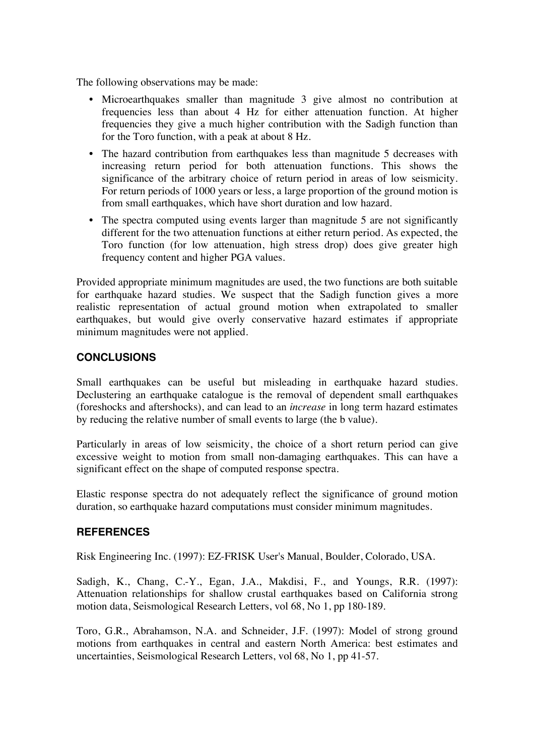The following observations may be made:

- Microearthquakes smaller than magnitude 3 give almost no contribution at frequencies less than about 4 Hz for either attenuation function. At higher frequencies they give a much higher contribution with the Sadigh function than for the Toro function, with a peak at about 8 Hz.
- The hazard contribution from earthquakes less than magnitude 5 decreases with increasing return period for both attenuation functions. This shows the significance of the arbitrary choice of return period in areas of low seismicity. For return periods of 1000 years or less, a large proportion of the ground motion is from small earthquakes, which have short duration and low hazard.
- The spectra computed using events larger than magnitude 5 are not significantly different for the two attenuation functions at either return period. As expected, the Toro function (for low attenuation, high stress drop) does give greater high frequency content and higher PGA values.

Provided appropriate minimum magnitudes are used, the two functions are both suitable for earthquake hazard studies. We suspect that the Sadigh function gives a more realistic representation of actual ground motion when extrapolated to smaller earthquakes, but would give overly conservative hazard estimates if appropriate minimum magnitudes were not applied.

## CONCLUSIONS

Small earthquakes can be useful but misleading in earthquake hazard studies. Declustering an earthquake catalogue is the removal of dependent small earthquakes (foreshocks and aftershocks), and can lead to an *increase* in long term hazard estimates by reducing the relative number of small events to large (the b value).

Particularly in areas of low seismicity, the choice of a short return period can give excessive weight to motion from small non-damaging earthquakes. This can have a significant effect on the shape of computed response spectra.

Elastic response spectra do not adequately reflect the significance of ground motion duration, so earthquake hazard computations must consider minimum magnitudes.

## REFERENCES

Risk Engineering Inc. (1997): EZ-FRISK User's Manual, Boulder, Colorado, USA.

Sadigh, K., Chang, C.-Y., Egan, J.A., Makdisi, F., and Youngs, R.R. (1997): Attenuation relationships for shallow crustal earthquakes based on California strong motion data, Seismological Research Letters, vol 68, No 1, pp 180-189.

Toro, G.R., Abrahamson, N.A. and Schneider, J.F. (1997): Model of strong ground motions from earthquakes in central and eastern North America: best estimates and uncertainties, Seismological Research Letters, vol 68, No 1, pp 41-57.